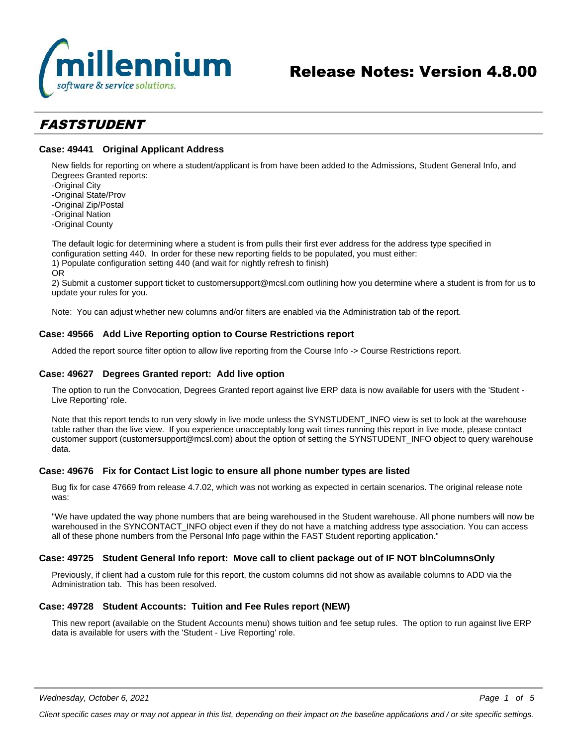# Release Notes: Version 4.8.00

## FASTSTUDENT

### Case: 49441 Original Applicant Address

New fields for reporting on where a student/applicant is from have been added to the Admissions, Student General Info, and Degrees Granted reports:
-Original City
-Original State/Prov
-Original Zip/Postal
-Original Nation
-Original County

The default logic for determining where a student is from pulls their first ever address for the address type specified in configuration setting 440. In order for these new reporting fields to be populated, you must either:
1) Populate configuration setting 440 (and wait for nightly refresh to finish)
OR
2) Submit a customer support ticket to customersupport@mcsl.com outlining how you determine where a student is from for us to update your rules for you.

Note: You can adjust whether new columns and/or filters are enabled via the Administration tab of the report.

### Case: 49566 Add Live Reporting option to Course Restrictions report

Added the report source filter option to allow live reporting from the Course Info -> Course Restrictions report.

### Case: 49627 Degrees Granted report: Add live option

The option to run the Convocation, Degrees Granted report against live ERP data is now available for users with the 'Student - Live Reporting' role.

Note that this report tends to run very slowly in live mode unless the SYNSTUDENT_INFO view is set to look at the warehouse table rather than the live view. If you experience unacceptably long wait times running this report in live mode, please contact customer support (customersupport@mcsl.com) about the option of setting the SYNSTUDENT_INFO object to query warehouse data.

### Case: 49676 Fix for Contact List logic to ensure all phone number types are listed

Bug fix for case 47669 from release 4.7.02, which was not working as expected in certain scenarios. The original release note was:

"We have updated the way phone numbers that are being warehoused in the Student warehouse. All phone numbers will now be warehoused in the SYNCONTACT_INFO object even if they do not have a matching address type association. You can access all of these phone numbers from the Personal Info page within the FAST Student reporting application."

### Case: 49725 Student General Info report: Move call to client package out of IF NOT blnColumnsOnly

Previously, if client had a custom rule for this report, the custom columns did not show as available columns to ADD via the Administration tab. This has been resolved.

### Case: 49728 Student Accounts: Tuition and Fee Rules report (NEW)

This new report (available on the Student Accounts menu) shows tuition and fee setup rules. The option to run against live ERP data is available for users with the 'Student - Live Reporting' role.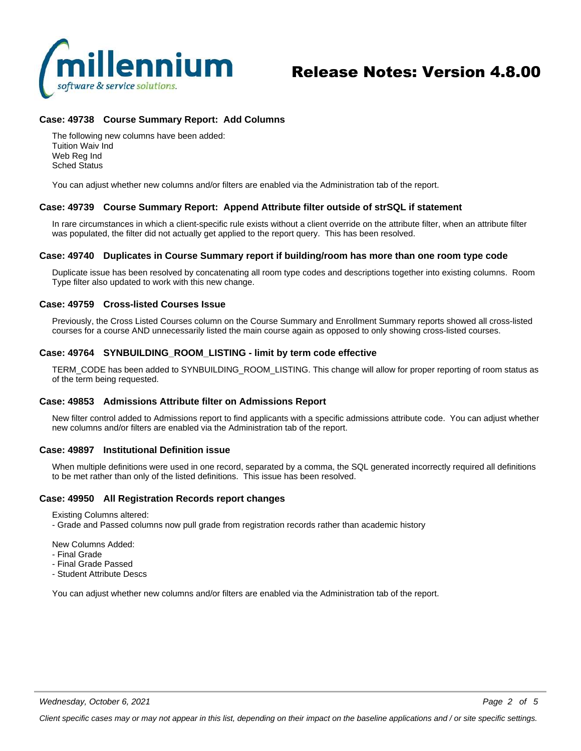### Case: 49738 Course Summary Report: Add Columns

The following new columns have been added:
Tuition Waiv Ind
Web Reg Ind
Sched Status

You can adjust whether new columns and/or filters are enabled via the Administration tab of the report.

### Case: 49739 Course Summary Report: Append Attribute filter outside of strSQL if statement

In rare circumstances in which a client-specific rule exists without a client override on the attribute filter, when an attribute filter was populated, the filter did not actually get applied to the report query. This has been resolved.

### Case: 49740 Duplicates in Course Summary report if building/room has more than one room type code

Duplicate issue has been resolved by concatenating all room type codes and descriptions together into existing columns. Room Type filter also updated to work with this new change.

### Case: 49759 Cross-listed Courses Issue

Previously, the Cross Listed Courses column on the Course Summary and Enrollment Summary reports showed all cross-listed courses for a course AND unnecessarily listed the main course again as opposed to only showing cross-listed courses.

### Case: 49764 SYNBUILDING_ROOM_LISTING - limit by term code effective

TERM_CODE has been added to SYNBUILDING_ROOM_LISTING. This change will allow for proper reporting of room status as of the term being requested.

### Case: 49853 Admissions Attribute filter on Admissions Report

New filter control added to Admissions report to find applicants with a specific admissions attribute code. You can adjust whether new columns and/or filters are enabled via the Administration tab of the report.

### Case: 49897 Institutional Definition issue

When multiple definitions were used in one record, separated by a comma, the SQL generated incorrectly required all definitions to be met rather than only of the listed definitions. This issue has been resolved.

### Case: 49950 All Registration Records report changes

Existing Columns altered:
- Grade and Passed columns now pull grade from registration records rather than academic history

New Columns Added:
- Final Grade
- Final Grade Passed
- Student Attribute Descs

You can adjust whether new columns and/or filters are enabled via the Administration tab of the report.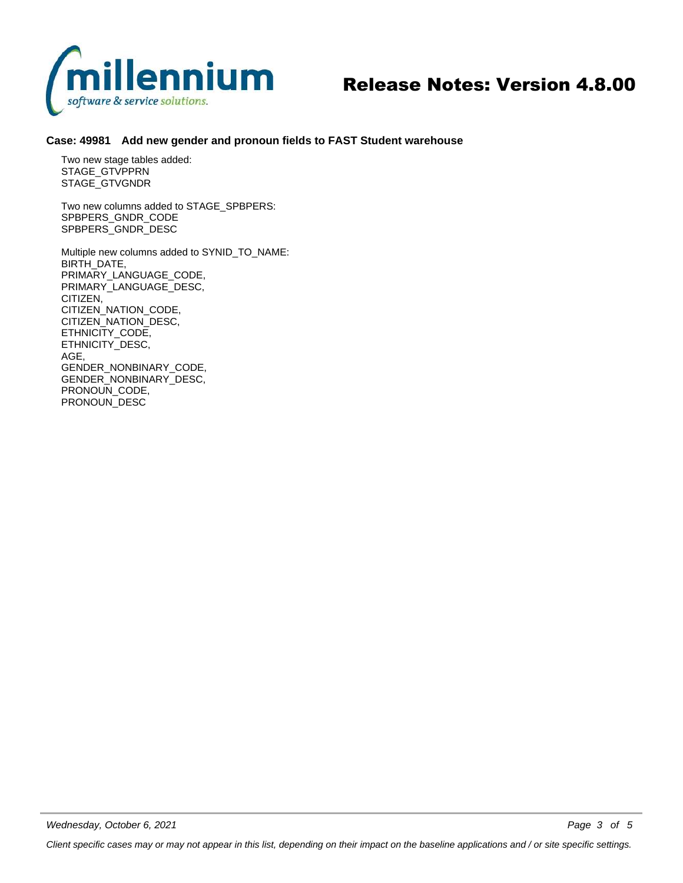### Case: 49981 Add new gender and pronoun fields to FAST Student warehouse

Two new stage tables added:
STAGE_GTVPPRN
STAGE_GTVGNDR

Two new columns added to STAGE_SPBPERS:
SPBPERS_GNDR_CODE
SPBPERS_GNDR_DESC

Multiple new columns added to SYNID_TO_NAME:
BIRTH_DATE,
PRIMARY_LANGUAGE_CODE,
PRIMARY_LANGUAGE_DESC,
CITIZEN,
CITIZEN_NATION_CODE,
CITIZEN_NATION_DESC,
ETHNICITY_CODE,
ETHNICITY_DESC,
AGE,
GENDER_NONBINARY_CODE,
GENDER_NONBINARY_DESC,
PRONOUN_CODE,
PRONOUN_DESC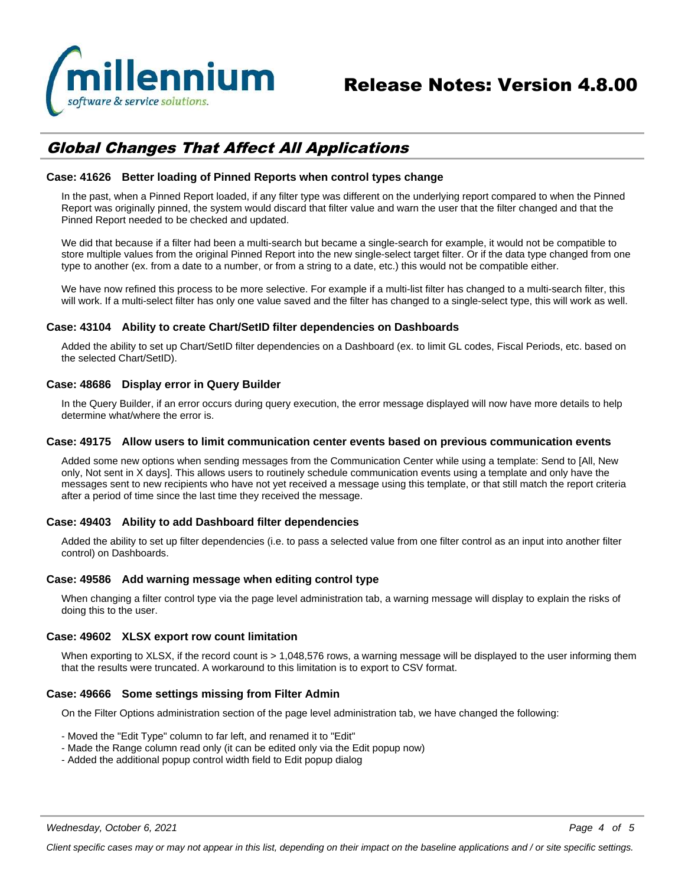## Global Changes That Affect All Applications

### Case: 41626 Better loading of Pinned Reports when control types change

In the past, when a Pinned Report loaded, if any filter type was different on the underlying report compared to when the Pinned Report was originally pinned, the system would discard that filter value and warn the user that the filter changed and that the Pinned Report needed to be checked and updated.

We did that because if a filter had been a multi-search but became a single-search for example, it would not be compatible to store multiple values from the original Pinned Report into the new single-select target filter. Or if the data type changed from one type to another (ex. from a date to a number, or from a string to a date, etc.) this would not be compatible either.

We have now refined this process to be more selective. For example if a multi-list filter has changed to a multi-search filter, this will work. If a multi-select filter has only one value saved and the filter has changed to a single-select type, this will work as well.

### Case: 43104 Ability to create Chart/SetID filter dependencies on Dashboards

Added the ability to set up Chart/SetID filter dependencies on a Dashboard (ex. to limit GL codes, Fiscal Periods, etc. based on the selected Chart/SetID).

### Case: 48686 Display error in Query Builder

In the Query Builder, if an error occurs during query execution, the error message displayed will now have more details to help determine what/where the error is.

### Case: 49175 Allow users to limit communication center events based on previous communication events

Added some new options when sending messages from the Communication Center while using a template: Send to [All, New only, Not sent in X days]. This allows users to routinely schedule communication events using a template and only have the messages sent to new recipients who have not yet received a message using this template, or that still match the report criteria after a period of time since the last time they received the message.

### Case: 49403 Ability to add Dashboard filter dependencies

Added the ability to set up filter dependencies (i.e. to pass a selected value from one filter control as an input into another filter control) on Dashboards.

### Case: 49586 Add warning message when editing control type

When changing a filter control type via the page level administration tab, a warning message will display to explain the risks of doing this to the user.

### Case: 49602 XLSX export row count limitation

When exporting to XLSX, if the record count is > 1,048,576 rows, a warning message will be displayed to the user informing them that the results were truncated. A workaround to this limitation is to export to CSV format.

### Case: 49666 Some settings missing from Filter Admin

On the Filter Options administration section of the page level administration tab, we have changed the following:

- Moved the "Edit Type" column to far left, and renamed it to "Edit"
- Made the Range column read only (it can be edited only via the Edit popup now)
- Added the additional popup control width field to Edit popup dialog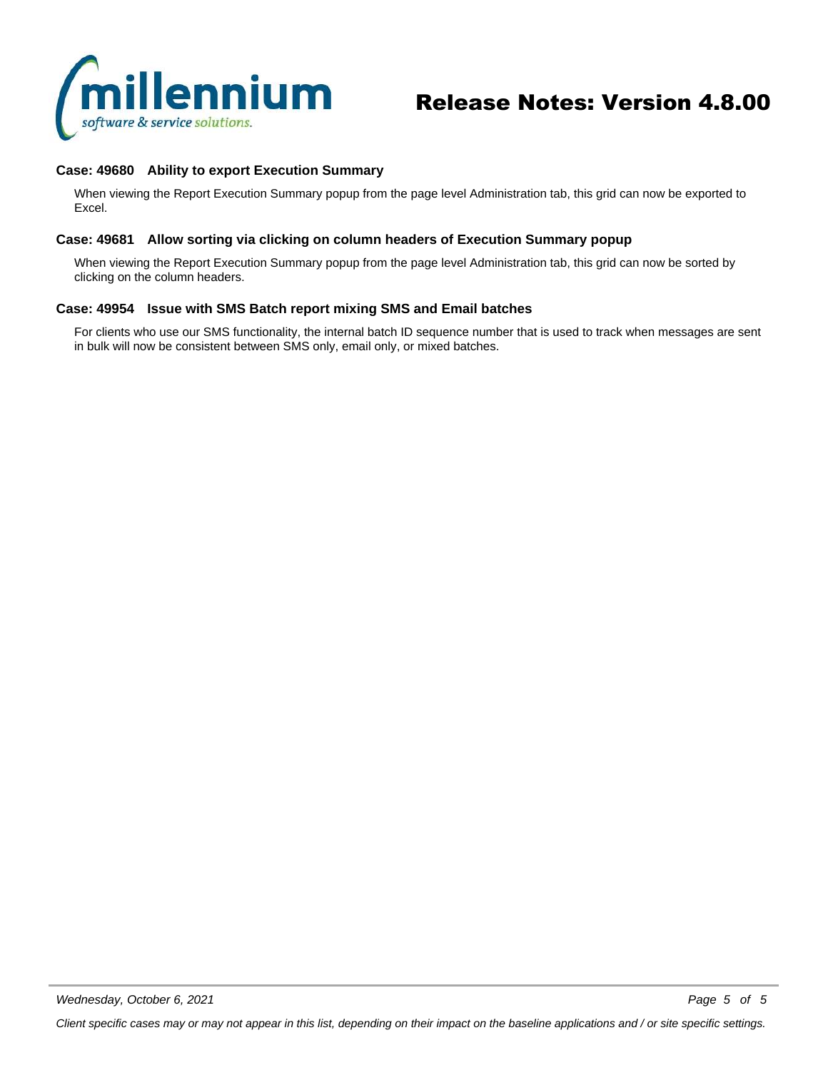### Case: 49680 Ability to export Execution Summary

When viewing the Report Execution Summary popup from the page level Administration tab, this grid can now be exported to Excel.

### Case: 49681 Allow sorting via clicking on column headers of Execution Summary popup

When viewing the Report Execution Summary popup from the page level Administration tab, this grid can now be sorted by clicking on the column headers.

### Case: 49954 Issue with SMS Batch report mixing SMS and Email batches

For clients who use our SMS functionality, the internal batch ID sequence number that is used to track when messages are sent in bulk will now be consistent between SMS only, email only, or mixed batches.